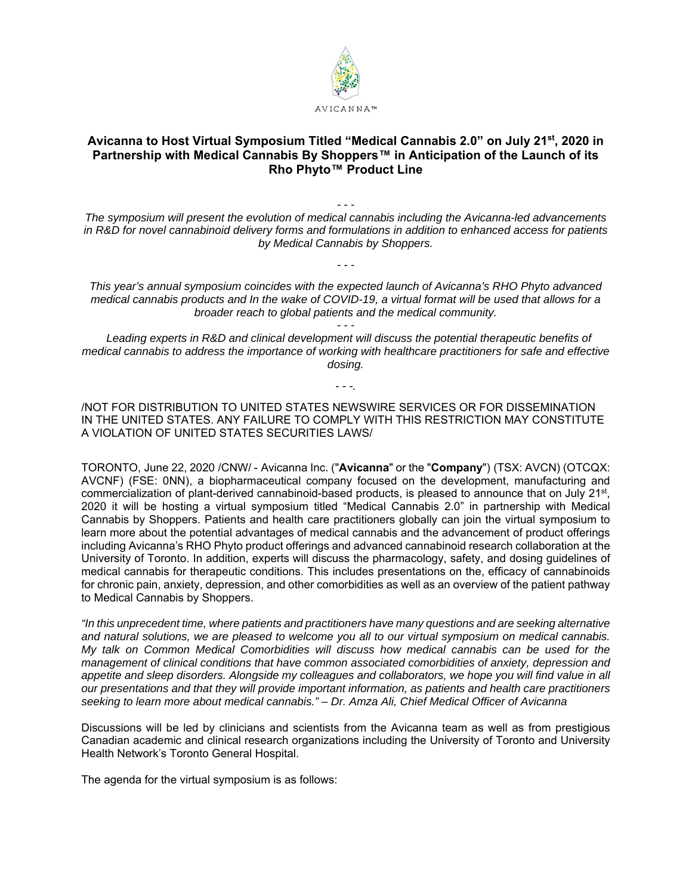AVICANNA™

# Avicanna to Host Virtual Symposium Titled "Medical Cannabis 2.0" on July 21st, 2020 in Partnership with Medical Cannabis By Shoppers™ in Anticipation of the Launch of its Rho Phyto™ Product Line

\- - -

*The symposium will present the evolution of medical cannabis including the Avicanna-led advancements in R&D for novel cannabinoid delivery forms and formulations in addition to enhanced access for patients by Medical Cannabis by Shoppers.*

\- - -

*This year's annual symposium coincides with the expected launch of Avicanna's RHO Phyto advanced medical cannabis products and In the wake of COVID-19, a virtual format will be used that allows for a broader reach to global patients and the medical community.*

\- - -

*Leading experts in R&D and clinical development will discuss the potential therapeutic benefits of medical cannabis to address the importance of working with healthcare practitioners for safe and effective dosing.*

\- - -.

/NOT FOR DISTRIBUTION TO UNITED STATES NEWSWIRE SERVICES OR FOR DISSEMINATION IN THE UNITED STATES. ANY FAILURE TO COMPLY WITH THIS RESTRICTION MAY CONSTITUTE A VIOLATION OF UNITED STATES SECURITIES LAWS/

TORONTO, June 22, 2020 /CNW/ - Avicanna Inc. ("**Avicanna**" or the "**Company**") (TSX: AVCN) (OTCQX: AVCNF) (FSE: 0NN), a biopharmaceutical company focused on the development, manufacturing and commercialization of plant-derived cannabinoid-based products, is pleased to announce that on July 21st, 2020 it will be hosting a virtual symposium titled "Medical Cannabis 2.0" in partnership with Medical Cannabis by Shoppers. Patients and health care practitioners globally can join the virtual symposium to learn more about the potential advantages of medical cannabis and the advancement of product offerings including Avicanna's RHO Phyto product offerings and advanced cannabinoid research collaboration at the University of Toronto. In addition, experts will discuss the pharmacology, safety, and dosing guidelines of medical cannabis for therapeutic conditions. This includes presentations on the, efficacy of cannabinoids for chronic pain, anxiety, depression, and other comorbidities as well as an overview of the patient pathway to Medical Cannabis by Shoppers.

*"In this unprecedent time, where patients and practitioners have many questions and are seeking alternative and natural solutions, we are pleased to welcome you all to our virtual symposium on medical cannabis. My talk on Common Medical Comorbidities will discuss how medical cannabis can be used for the management of clinical conditions that have common associated comorbidities of anxiety, depression and appetite and sleep disorders. Alongside my colleagues and collaborators, we hope you will find value in all our presentations and that they will provide important information, as patients and health care practitioners seeking to learn more about medical cannabis." – Dr. Amza Ali, Chief Medical Officer of Avicanna*

Discussions will be led by clinicians and scientists from the Avicanna team as well as from prestigious Canadian academic and clinical research organizations including the University of Toronto and University Health Network's Toronto General Hospital.

The agenda for the virtual symposium is as follows: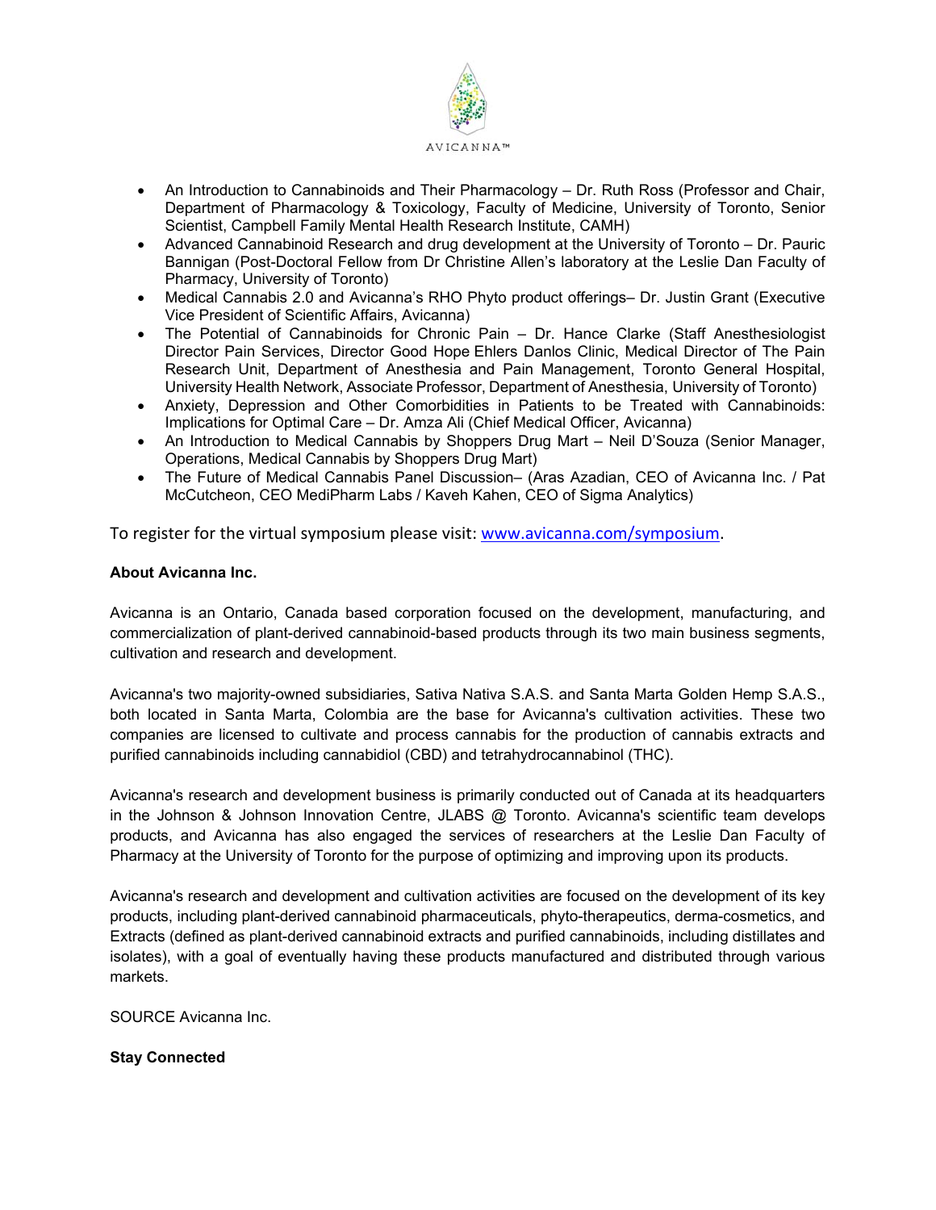- An Introduction to Cannabinoids and Their Pharmacology – Dr. Ruth Ross (Professor and Chair, Department of Pharmacology & Toxicology, Faculty of Medicine, University of Toronto, Senior Scientist, Campbell Family Mental Health Research Institute, CAMH)
- Advanced Cannabinoid Research and drug development at the University of Toronto – Dr. Pauric Bannigan (Post-Doctoral Fellow from Dr Christine Allen's laboratory at the Leslie Dan Faculty of Pharmacy, University of Toronto)
- Medical Cannabis 2.0 and Avicanna's RHO Phyto product offerings– Dr. Justin Grant (Executive Vice President of Scientific Affairs, Avicanna)
- The Potential of Cannabinoids for Chronic Pain – Dr. Hance Clarke (Staff Anesthesiologist Director Pain Services, Director Good Hope Ehlers Danlos Clinic, Medical Director of The Pain Research Unit, Department of Anesthesia and Pain Management, Toronto General Hospital, University Health Network, Associate Professor, Department of Anesthesia, University of Toronto)
- Anxiety, Depression and Other Comorbidities in Patients to be Treated with Cannabinoids: Implications for Optimal Care – Dr. Amza Ali (Chief Medical Officer, Avicanna)
- An Introduction to Medical Cannabis by Shoppers Drug Mart – Neil D'Souza (Senior Manager, Operations, Medical Cannabis by Shoppers Drug Mart)
- The Future of Medical Cannabis Panel Discussion– (Aras Azadian, CEO of Avicanna Inc. / Pat McCutcheon, CEO MediPharm Labs / Kaveh Kahen, CEO of Sigma Analytics)

To register for the virtual symposium please visit: [www.avicanna.com/symposium](http://www.avicanna.com/symposium).

**About Avicanna Inc.**

Avicanna is an Ontario, Canada based corporation focused on the development, manufacturing, and commercialization of plant-derived cannabinoid-based products through its two main business segments, cultivation and research and development.

Avicanna's two majority-owned subsidiaries, Sativa Nativa S.A.S. and Santa Marta Golden Hemp S.A.S., both located in Santa Marta, Colombia are the base for Avicanna's cultivation activities. These two companies are licensed to cultivate and process cannabis for the production of cannabis extracts and purified cannabinoids including cannabidiol (CBD) and tetrahydrocannabinol (THC).

Avicanna's research and development business is primarily conducted out of Canada at its headquarters in the Johnson & Johnson Innovation Centre, JLABS @ Toronto. Avicanna's scientific team develops products, and Avicanna has also engaged the services of researchers at the Leslie Dan Faculty of Pharmacy at the University of Toronto for the purpose of optimizing and improving upon its products.

Avicanna's research and development and cultivation activities are focused on the development of its key products, including plant-derived cannabinoid pharmaceuticals, phyto-therapeutics, derma-cosmetics, and Extracts (defined as plant-derived cannabinoid extracts and purified cannabinoids, including distillates and isolates), with a goal of eventually having these products manufactured and distributed through various markets.

SOURCE Avicanna Inc.

**Stay Connected**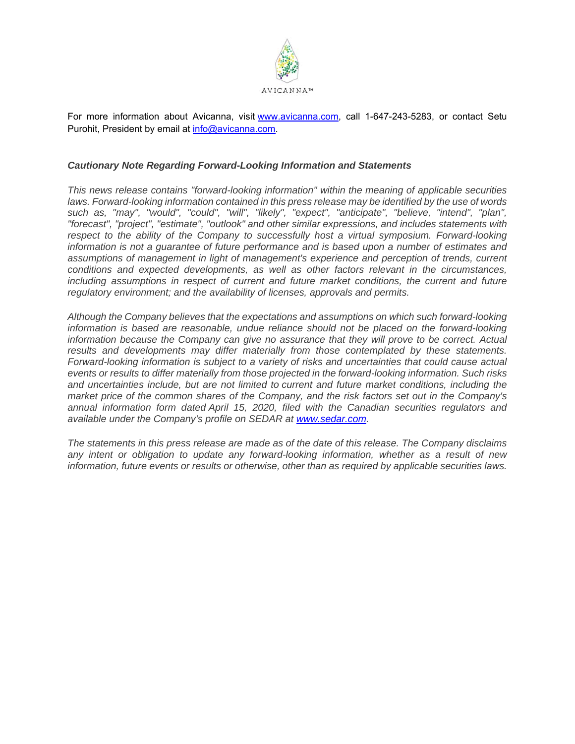AVICANNA™

For more information about Avicanna, visit www.avicanna.com, call 1-647-243-5283, or contact Setu Purohit, President by email at info@avicanna.com.

***Cautionary Note Regarding Forward-Looking Information and Statements***

*This news release contains "forward-looking information" within the meaning of applicable securities laws. Forward-looking information contained in this press release may be identified by the use of words such as, "may", "would", "could", "will", "likely", "expect", "anticipate", "believe, "intend", "plan", "forecast", "project", "estimate", "outlook" and other similar expressions, and includes statements with respect to the ability of the Company to successfully host a virtual symposium. Forward-looking information is not a guarantee of future performance and is based upon a number of estimates and assumptions of management in light of management's experience and perception of trends, current conditions and expected developments, as well as other factors relevant in the circumstances, including assumptions in respect of current and future market conditions, the current and future regulatory environment; and the availability of licenses, approvals and permits.*

*Although the Company believes that the expectations and assumptions on which such forward-looking information is based are reasonable, undue reliance should not be placed on the forward-looking information because the Company can give no assurance that they will prove to be correct. Actual results and developments may differ materially from those contemplated by these statements. Forward-looking information is subject to a variety of risks and uncertainties that could cause actual events or results to differ materially from those projected in the forward-looking information. Such risks and uncertainties include, but are not limited to current and future market conditions, including the market price of the common shares of the Company, and the risk factors set out in the Company's annual information form dated April 15, 2020, filed with the Canadian securities regulators and available under the Company's profile on SEDAR at www.sedar.com.*

*The statements in this press release are made as of the date of this release. The Company disclaims any intent or obligation to update any forward-looking information, whether as a result of new information, future events or results or otherwise, other than as required by applicable securities laws.*